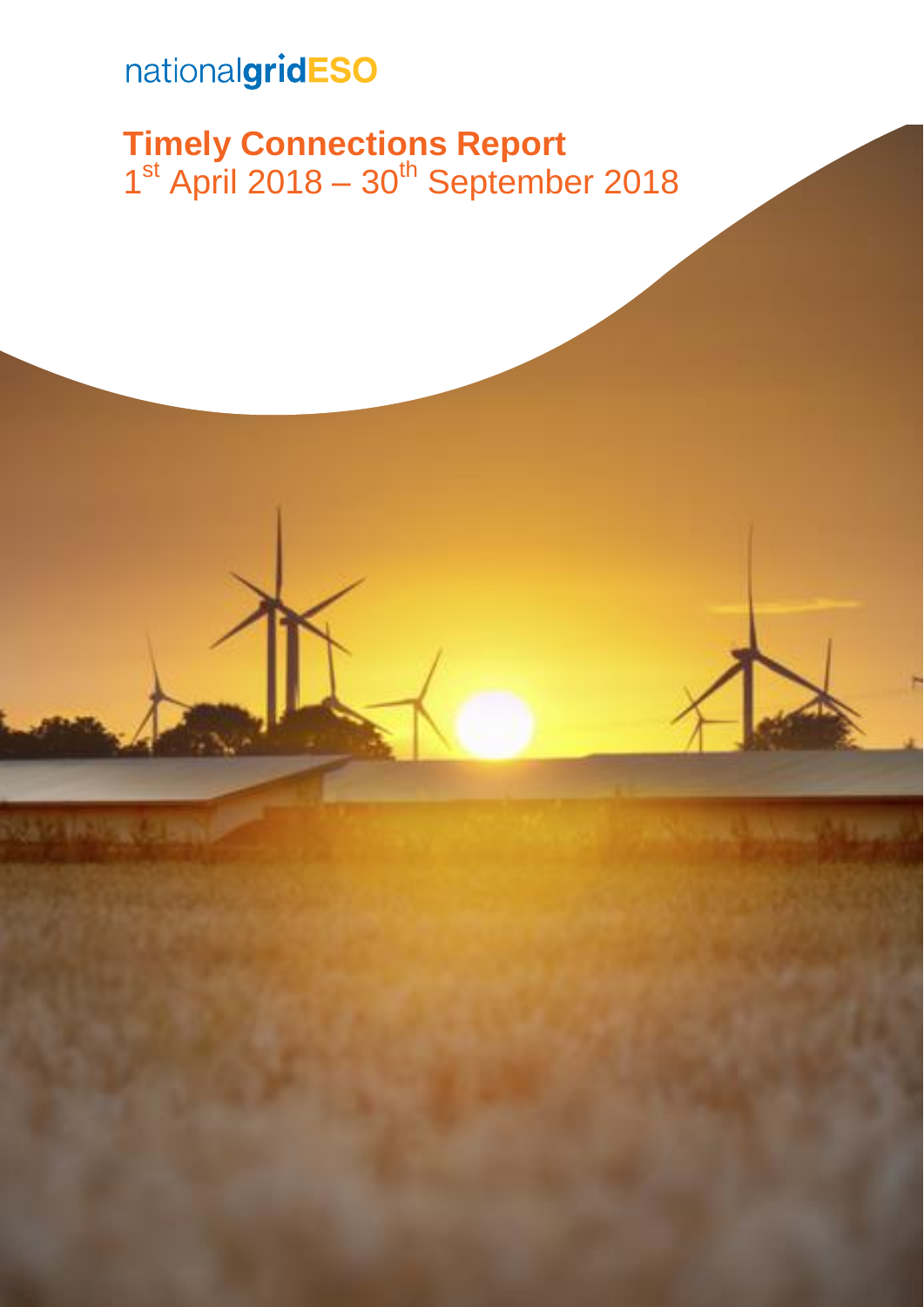nationalgridESO

# Timely Connections Report

1st April 2018 – 30th September 2018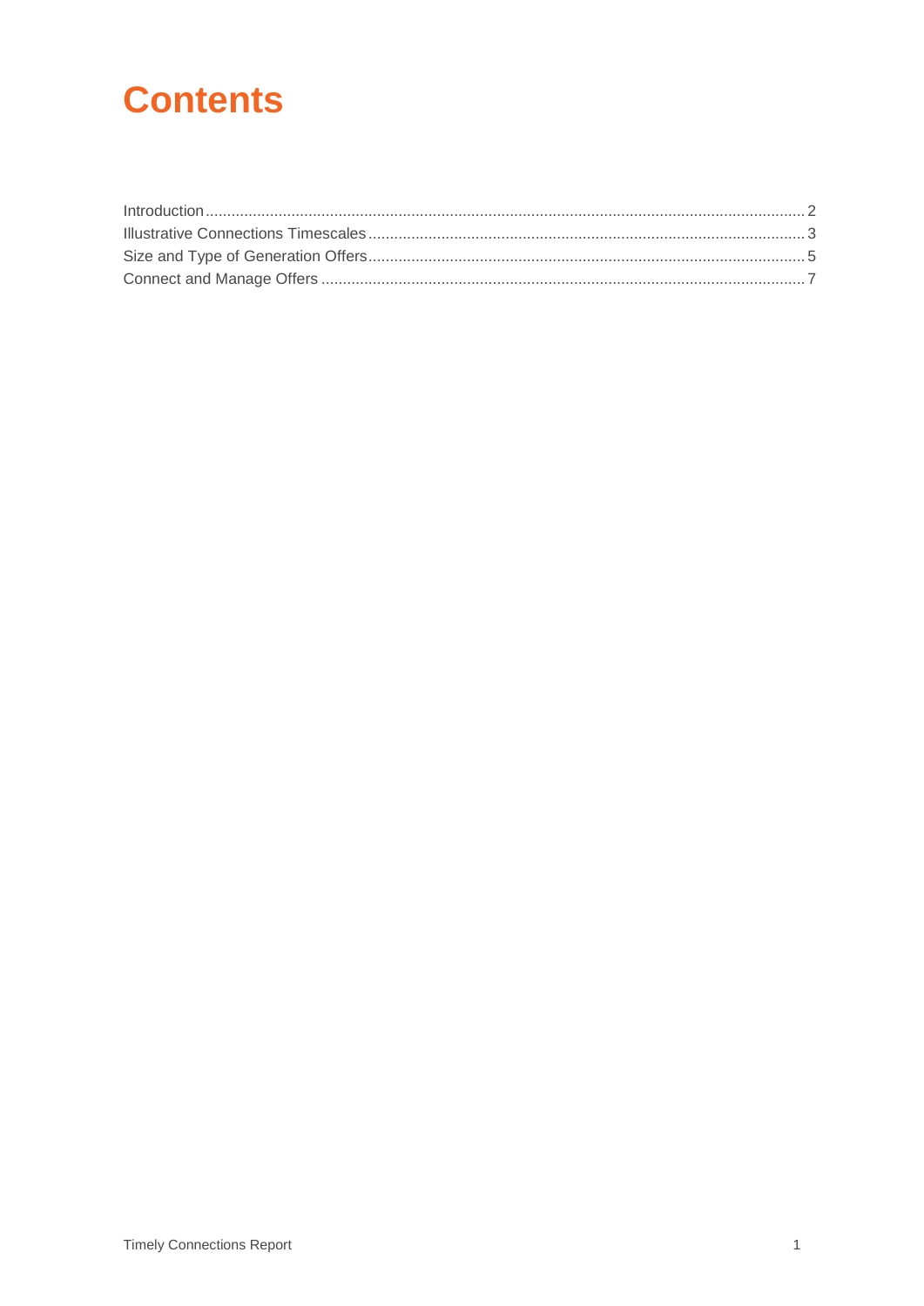# Contents

Introduction ........................................................................................................................................ 2
Illustrative Connections Timescales ..................................................................................................... 3
Size and Type of Generation Offers ..................................................................................................... 5
Connect and Manage Offers ................................................................................................................ 7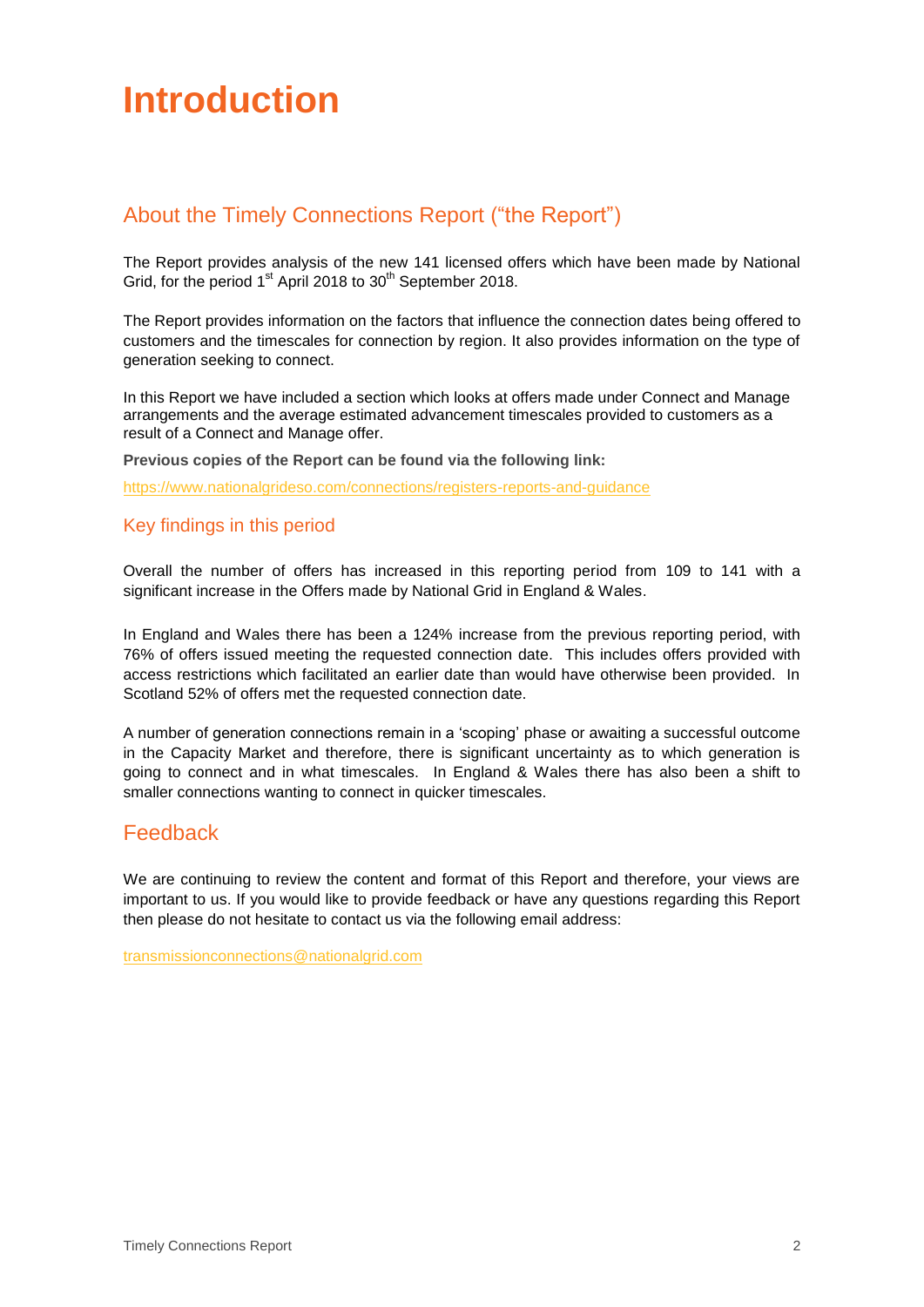# Introduction

## About the Timely Connections Report ("the Report")

The Report provides analysis of the new 141 licensed offers which have been made by National Grid, for the period 1st April 2018 to 30th September 2018.

The Report provides information on the factors that influence the connection dates being offered to customers and the timescales for connection by region. It also provides information on the type of generation seeking to connect.

In this Report we have included a section which looks at offers made under Connect and Manage arrangements and the average estimated advancement timescales provided to customers as a result of a Connect and Manage offer.

**Previous copies of the Report can be found via the following link:**

https://www.nationalgrideso.com/connections/registers-reports-and-guidance

### Key findings in this period

Overall the number of offers has increased in this reporting period from 109 to 141 with a significant increase in the Offers made by National Grid in England & Wales.

In England and Wales there has been a 124% increase from the previous reporting period, with 76% of offers issued meeting the requested connection date. This includes offers provided with access restrictions which facilitated an earlier date than would have otherwise been provided. In Scotland 52% of offers met the requested connection date.

A number of generation connections remain in a 'scoping' phase or awaiting a successful outcome in the Capacity Market and therefore, there is significant uncertainty as to which generation is going to connect and in what timescales. In England & Wales there has also been a shift to smaller connections wanting to connect in quicker timescales.

## Feedback

We are continuing to review the content and format of this Report and therefore, your views are important to us. If you would like to provide feedback or have any questions regarding this Report then please do not hesitate to contact us via the following email address:

transmissionconnections@nationalgrid.com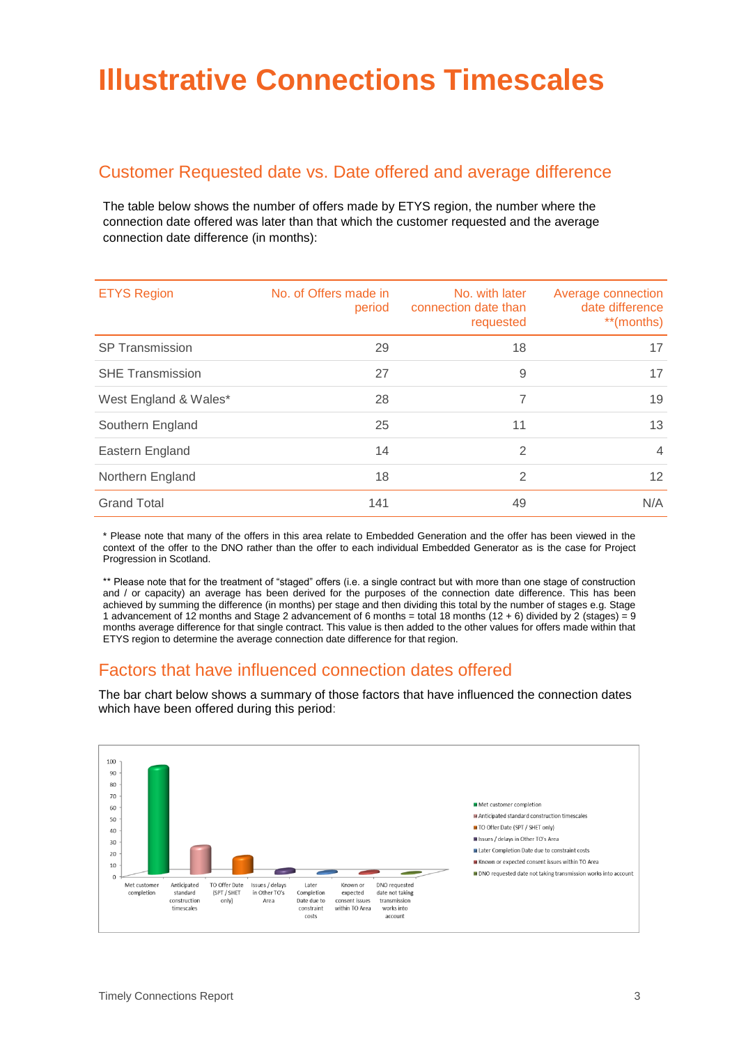# Illustrative Connections Timescales

## Customer Requested date vs. Date offered and average difference

The table below shows the number of offers made by ETYS region, the number where the connection date offered was later than that which the customer requested and the average connection date difference (in months):

| ETYS Region | No. of Offers made in period | No. with later connection date than requested | Average connection date difference **(months) |
|---|---|---|---|
| SP Transmission | 29 | 18 | 17 |
| SHE Transmission | 27 | 9 | 17 |
| West England & Wales* | 28 | 7 | 19 |
| Southern England | 25 | 11 | 13 |
| Eastern England | 14 | 2 | 4 |
| Northern England | 18 | 2 | 12 |
| Grand Total | 141 | 49 | N/A |

* Please note that many of the offers in this area relate to Embedded Generation and the offer has been viewed in the context of the offer to the DNO rather than the offer to each individual Embedded Generator as is the case for Project Progression in Scotland.

** Please note that for the treatment of "staged" offers (i.e. a single contract but with more than one stage of construction and / or capacity) an average has been derived for the purposes of the connection date difference. This has been achieved by summing the difference (in months) per stage and then dividing this total by the number of stages e.g. Stage 1 advancement of 12 months and Stage 2 advancement of 6 months = total 18 months (12 + 6) divided by 2 (stages) = 9 months average difference for that single contract. This value is then added to the other values for offers made within that ETYS region to determine the average connection date difference for that region.

## Factors that have influenced connection dates offered

The bar chart below shows a summary of those factors that have influenced the connection dates which have been offered during this period:

100
90
80
70
60
50
40
30
20
10
0

Met customer completion
Anticipated standard construction timescales
TO Offer Date (SPT / SHET only)
Issues / delays in Other TO's Area
Later Completion Date due to constraint costs
Known or expected consent issues within TO Area
DNO requested date not taking transmission works into account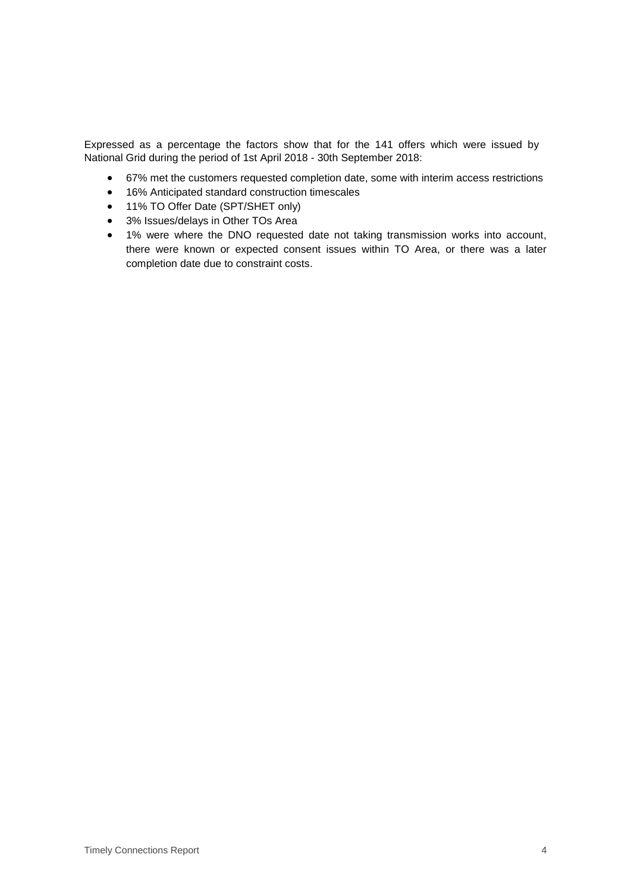Expressed as a percentage the factors show that for the 141 offers which were issued by National Grid during the period of 1st April 2018 - 30th September 2018:

- 67% met the customers requested completion date, some with interim access restrictions
- 16% Anticipated standard construction timescales
- 11% TO Offer Date (SPT/SHET only)
- 3% Issues/delays in Other TOs Area
- 1% were where the DNO requested date not taking transmission works into account, there were known or expected consent issues within TO Area, or there was a later completion date due to constraint costs.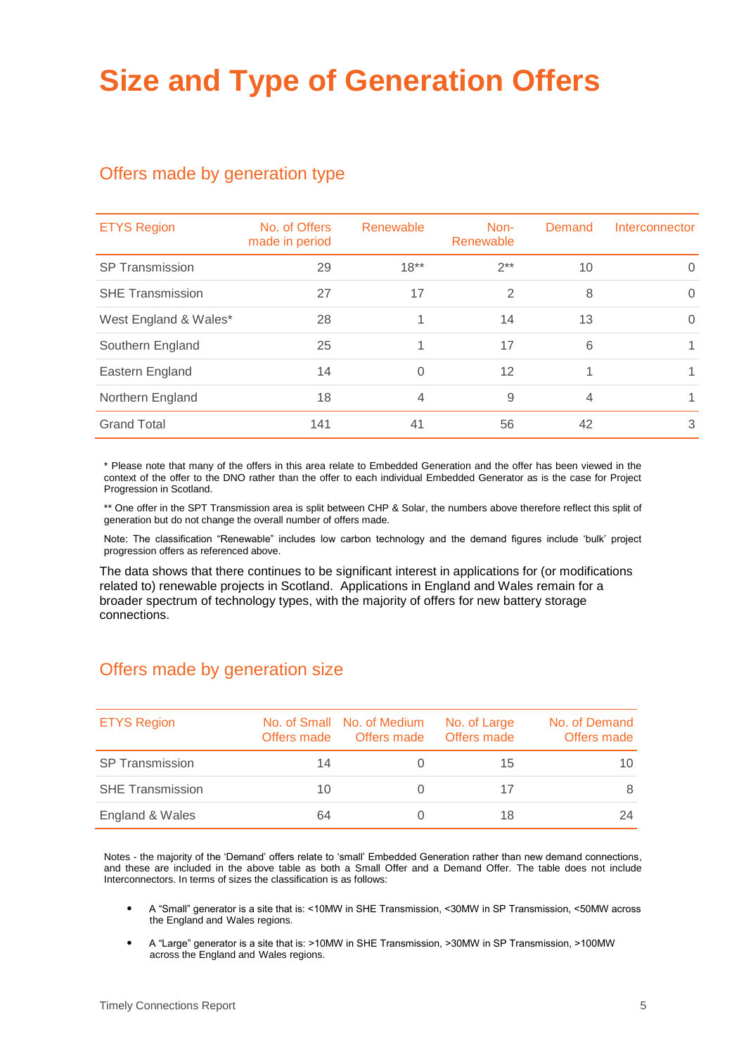# Size and Type of Generation Offers

## Offers made by generation type

| ETYS Region | No. of Offers made in period | Renewable | Non-Renewable | Demand | Interconnector |
|---|---|---|---|---|---|
| SP Transmission | 29 | 18** | 2** | 10 | 0 |
| SHE Transmission | 27 | 17 | 2 | 8 | 0 |
| West England & Wales* | 28 | 1 | 14 | 13 | 0 |
| Southern England | 25 | 1 | 17 | 6 | 1 |
| Eastern England | 14 | 0 | 12 | 1 | 1 |
| Northern England | 18 | 4 | 9 | 4 | 1 |
| Grand Total | 141 | 41 | 56 | 42 | 3 |

* Please note that many of the offers in this area relate to Embedded Generation and the offer has been viewed in the context of the offer to the DNO rather than the offer to each individual Embedded Generator as is the case for Project Progression in Scotland.

** One offer in the SPT Transmission area is split between CHP & Solar, the numbers above therefore reflect this split of generation but do not change the overall number of offers made.

Note: The classification "Renewable" includes low carbon technology and the demand figures include 'bulk' project progression offers as referenced above.

The data shows that there continues to be significant interest in applications for (or modifications related to) renewable projects in Scotland. Applications in England and Wales remain for a broader spectrum of technology types, with the majority of offers for new battery storage connections.

## Offers made by generation size

| ETYS Region | No. of Small Offers made | No. of Medium Offers made | No. of Large Offers made | No. of Demand Offers made |
|---|---|---|---|---|
| SP Transmission | 14 | 0 | 15 | 10 |
| SHE Transmission | 10 | 0 | 17 | 8 |
| England & Wales | 64 | 0 | 18 | 24 |

Notes - the majority of the 'Demand' offers relate to 'small' Embedded Generation rather than new demand connections, and these are included in the above table as both a Small Offer and a Demand Offer. The table does not include Interconnectors. In terms of sizes the classification is as follows:

- A "Small" generator is a site that is: <10MW in SHE Transmission, <30MW in SP Transmission, <50MW across the England and Wales regions.
- A "Large" generator is a site that is: >10MW in SHE Transmission, >30MW in SP Transmission, >100MW across the England and Wales regions.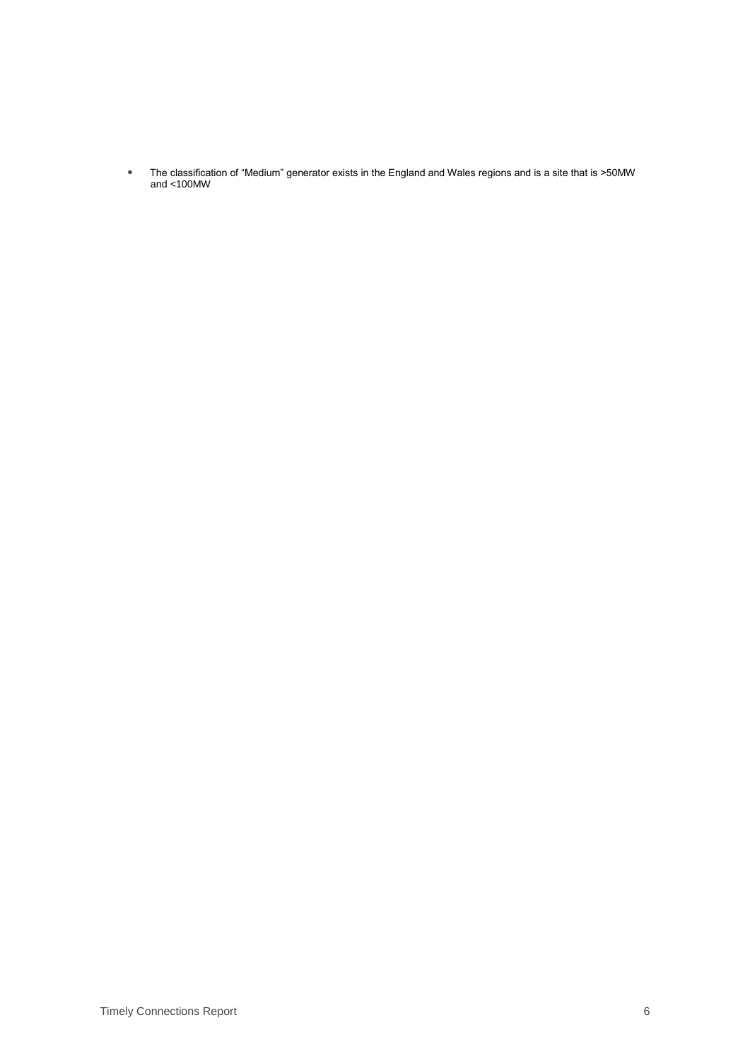- The classification of “Medium” generator exists in the England and Wales regions and is a site that is >50MW and <100MW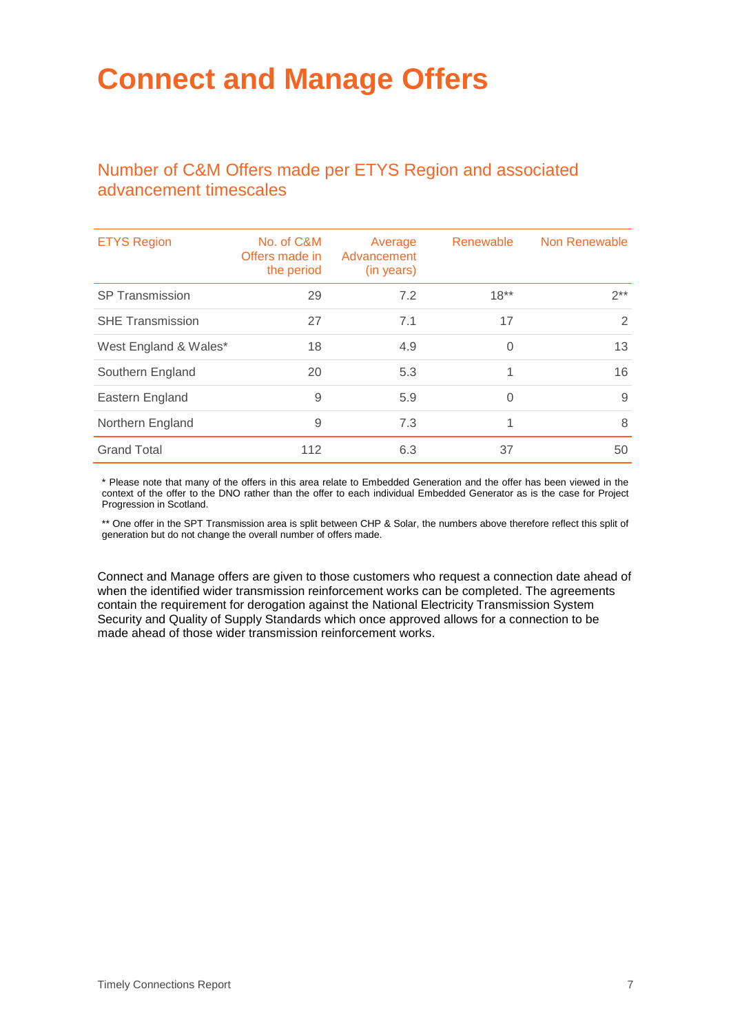# Connect and Manage Offers

## Number of C&M Offers made per ETYS Region and associated advancement timescales

| ETYS Region | No. of C&M Offers made in the period | Average Advancement (in years) | Renewable | Non Renewable |
|---|---|---|---|---|
| SP Transmission | 29 | 7.2 | 18** | 2** |
| SHE Transmission | 27 | 7.1 | 17 | 2 |
| West England & Wales* | 18 | 4.9 | 0 | 13 |
| Southern England | 20 | 5.3 | 1 | 16 |
| Eastern England | 9 | 5.9 | 0 | 9 |
| Northern England | 9 | 7.3 | 1 | 8 |
| Grand Total | 112 | 6.3 | 37 | 50 |

* Please note that many of the offers in this area relate to Embedded Generation and the offer has been viewed in the context of the offer to the DNO rather than the offer to each individual Embedded Generator as is the case for Project Progression in Scotland.

** One offer in the SPT Transmission area is split between CHP & Solar, the numbers above therefore reflect this split of generation but do not change the overall number of offers made.

Connect and Manage offers are given to those customers who request a connection date ahead of when the identified wider transmission reinforcement works can be completed. The agreements contain the requirement for derogation against the National Electricity Transmission System Security and Quality of Supply Standards which once approved allows for a connection to be made ahead of those wider transmission reinforcement works.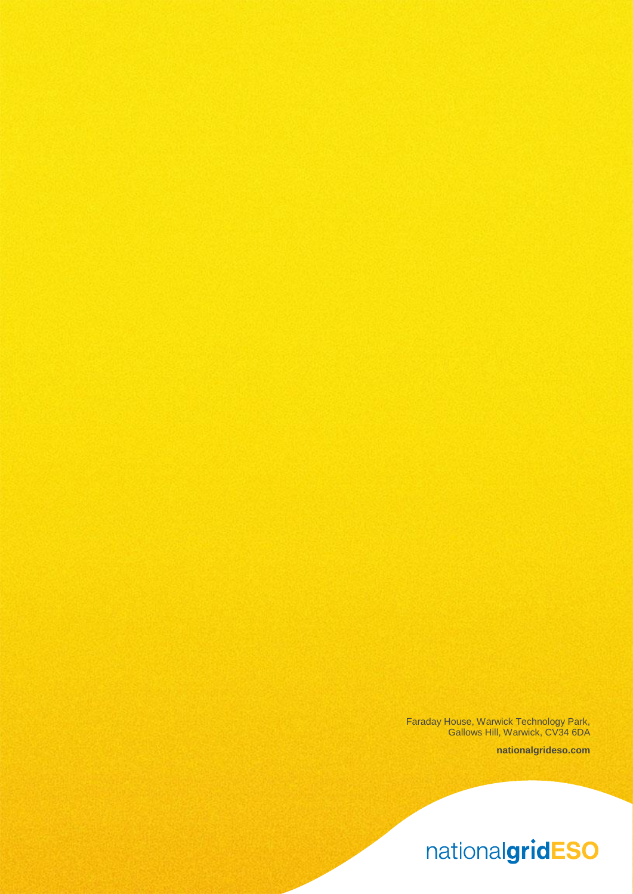Faraday House, Warwick Technology Park,
Gallows Hill, Warwick, CV34 6DA

**nationalgrideso.com**

nationalgridESO